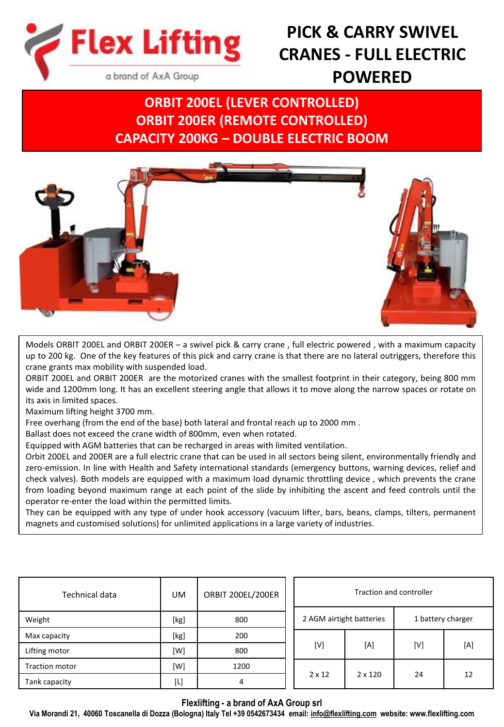Flex Lifting

a brand of AxA Group

# PICK & CARRY SWIVEL CRANES - FULL ELECTRIC POWERED

## ORBIT 200EL (LEVER CONTROLLED)
## ORBIT 200ER (REMOTE CONTROLLED)
## CAPACITY 200KG – DOUBLE ELECTRIC BOOM

Models ORBIT 200EL and ORBIT 200ER – a swivel pick & carry crane , full electric powered , with a maximum capacity up to 200 kg. One of the key features of this pick and carry crane is that there are no lateral outriggers, therefore this crane grants max mobility with suspended load.

ORBIT 200EL and ORBIT 200ER are the motorized cranes with the smallest footprint in their category, being 800 mm wide and 1200mm long. It has an excellent steering angle that allows it to move along the narrow spaces or rotate on its axis in limited spaces.

Maximum lifting height 3700 mm.

Free overhang (from the end of the base) both lateral and frontal reach up to 2000 mm .

Ballast does not exceed the crane width of 800mm, even when rotated.

Equipped with AGM batteries that can be recharged in areas with limited ventilation.

Orbit 200EL and 200ER are a full electric crane that can be used in all sectors being silent, environmentally friendly and zero-emission. In line with Health and Safety international standards (emergency buttons, warning devices, relief and check valves). Both models are equipped with a maximum load dynamic throttling device , which prevents the crane from loading beyond maximum range at each point of the slide by inhibiting the ascent and feed controls until the operator re-enter the load within the permitted limits.

They can be equipped with any type of under hook accessory (vacuum lifter, bars, beans, clamps, tilters, permanent magnets and customised solutions) for unlimited applications in a large variety of industries.

| Technical data | UM | ORBIT 200EL/200ER |
|---|---|---|
| Weight | [kg] | 800 |
| Max capacity | [kg] | 200 |
| Lifting motor | [W] | 800 |
| Traction motor | [W] | 1200 |
| Tank capacity | [L] | 4 |

| Traction and controller | | | |
|---|---|---|---|
| 2 AGM airtight batteries | | 1 battery charger | |
| [V] | [A] | [V] | [A] |
| 2 x 12 | 2 x 120 | 24 | 12 |

**Flexlifting - a brand of AxA Group srl**

**Via Morandi 21, 40060 Toscanella di Dozza (Bologna) Italy Tel +39 0542673434 email: info@flexlifting.com website: www.flexlifting.com**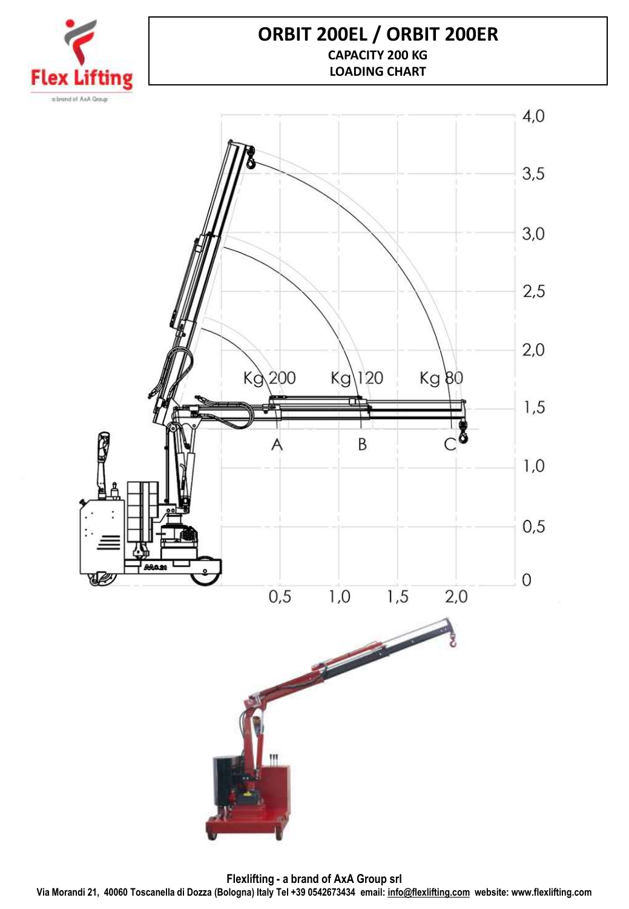# ORBIT 200EL / ORBIT 200ER

**CAPACITY 200 KG**

**LOADING CHART**

4,0
3,5
3,0
2,5
2,0
1,5
1,0
0,5
0

Kg 200
Kg 120
Kg 80

A
B
C

0,5
1,0
1,5
2,0

**Flexlifting - a brand of AxA Group srl**

**Via Morandi 21, 40060 Toscanella di Dozza (Bologna) Italy Tel +39 0542673434 email: info@flexlifting.com website: www.flexlifting.com**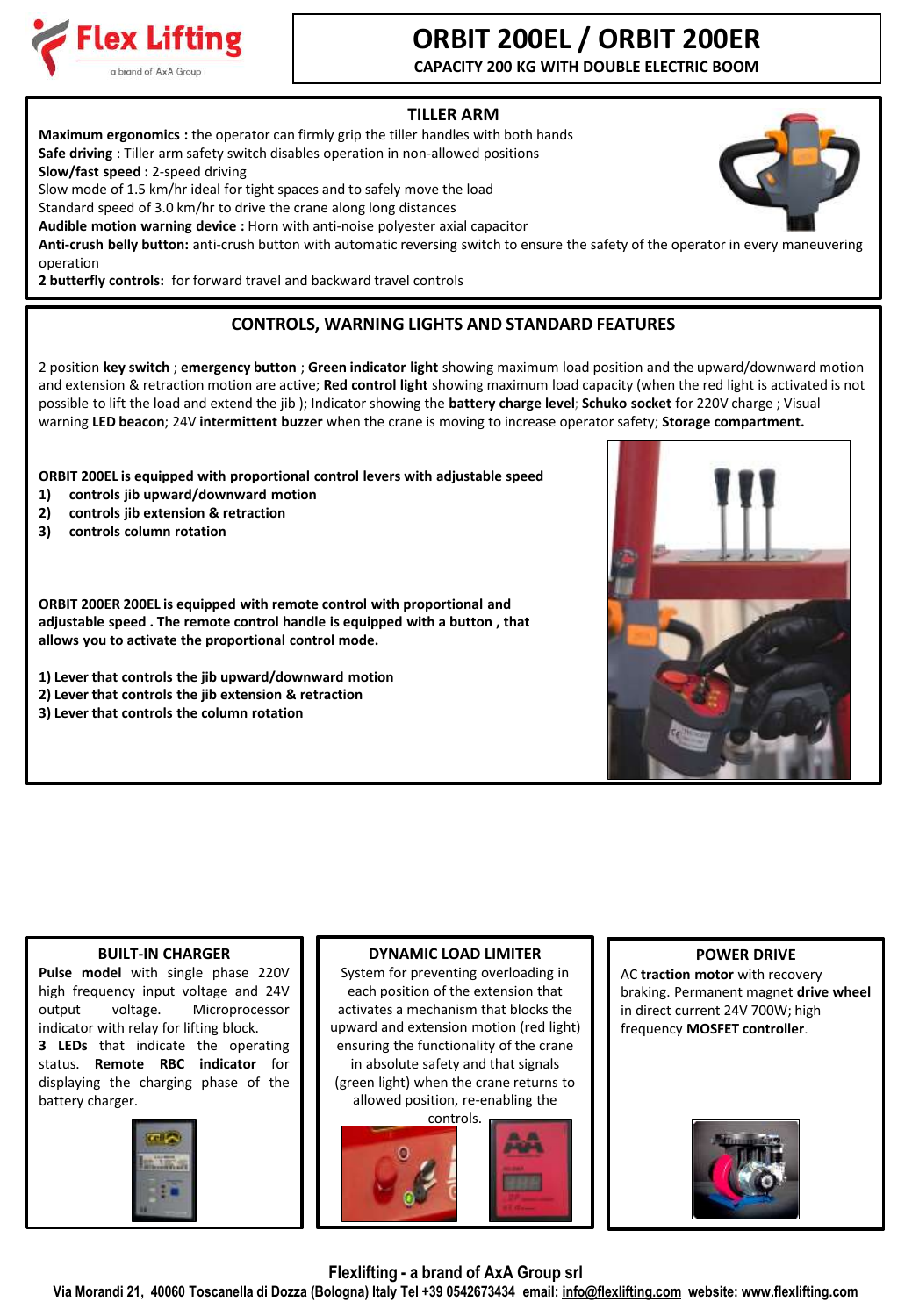# ORBIT 200EL / ORBIT 200ER

**CAPACITY 200 KG WITH DOUBLE ELECTRIC BOOM**

## TILLER ARM

**Maximum ergonomics :** the operator can firmly grip the tiller handles with both hands
**Safe driving** : Tiller arm safety switch disables operation in non-allowed positions
**Slow/fast speed :** 2-speed driving
Slow mode of 1.5 km/hr ideal for tight spaces and to safely move the load
Standard speed of 3.0 km/hr to drive the crane along long distances
**Audible motion warning device :** Horn with anti-noise polyester axial capacitor
**Anti-crush belly button:** anti-crush button with automatic reversing switch to ensure the safety of the operator in every maneuvering operation
**2 butterfly controls:** for forward travel and backward travel controls

## CONTROLS, WARNING LIGHTS AND STANDARD FEATURES

2 position **key switch** ; **emergency button** ; **Green indicator light** showing maximum load position and the upward/downward motion and extension & retraction motion are active; **Red control light** showing maximum load capacity (when the red light is activated is not possible to lift the load and extend the jib ); Indicator showing the **battery charge level**; **Schuko socket** for 220V charge ; Visual warning **LED beacon**; 24V **intermittent buzzer** when the crane is moving to increase operator safety; **Storage compartment.**

**ORBIT 200EL is equipped with proportional control levers with adjustable speed**

1) **controls jib upward/downward motion**
2) **controls jib extension & retraction**
3) **controls column rotation**

**ORBIT 200ER 200EL is equipped with remote control with proportional and adjustable speed . The remote control handle is equipped with a button , that allows you to activate the proportional control mode.**

**1) Lever that controls the jib upward/downward motion**
**2) Lever that controls the jib extension & retraction**
**3) Lever that controls the column rotation**

## BUILT-IN CHARGER

**Pulse model** with single phase 220V high frequency input voltage and 24V output voltage. Microprocessor indicator with relay for lifting block.
**3 LEDs** that indicate the operating status. **Remote RBC indicator** for displaying the charging phase of the battery charger.

## DYNAMIC LOAD LIMITER

System for preventing overloading in each position of the extension that activates a mechanism that blocks the upward and extension motion (red light) ensuring the functionality of the crane in absolute safety and that signals (green light) when the crane returns to allowed position, re-enabling the controls.

## POWER DRIVE

AC **traction motor** with recovery braking. Permanent magnet **drive wheel** in direct current 24V 700W; high frequency **MOSFET controller**.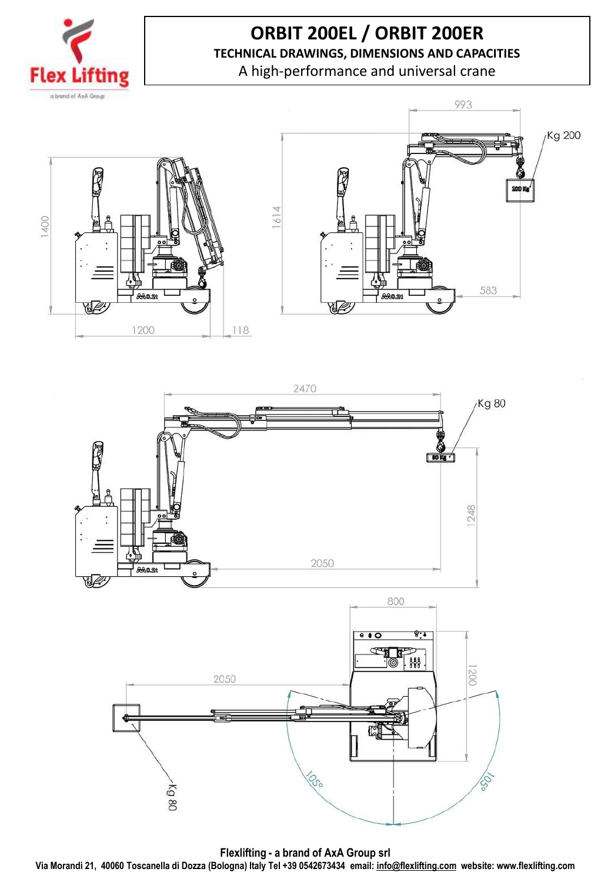# ORBIT 200EL / ORBIT 200ER

**TECHNICAL DRAWINGS, DIMENSIONS AND CAPACITIES**

A high-performance and universal crane

1400

1200

118

993

Kg 200

1614

583

2470

Kg 80

1248

2050

800

1200

2050

105°

105°

Kg 80

**Flexlifting - a brand of AxA Group srl**

**Via Morandi 21, 40060 Toscanella di Dozza (Bologna) Italy Tel +39 0542673434 email: info@flexlifting.com website: www.flexlifting.com**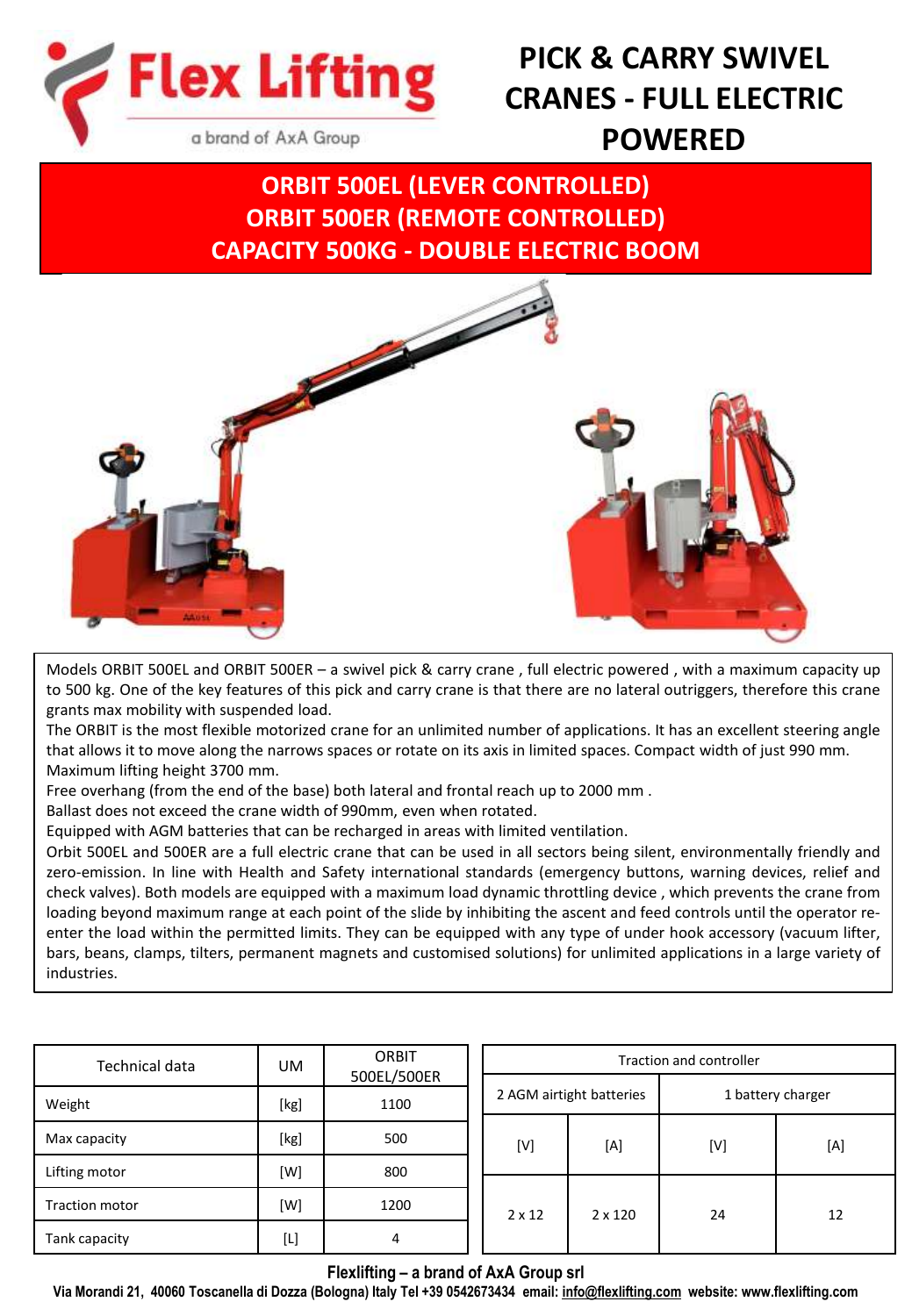# PICK & CARRY SWIVEL CRANES - FULL ELECTRIC POWERED

Flex Lifting — a brand of AxA Group

## ORBIT 500EL (LEVER CONTROLLED)
## ORBIT 500ER (REMOTE CONTROLLED)
## CAPACITY 500KG - DOUBLE ELECTRIC BOOM

Models ORBIT 500EL and ORBIT 500ER – a swivel pick & carry crane , full electric powered , with a maximum capacity up to 500 kg. One of the key features of this pick and carry crane is that there are no lateral outriggers, therefore this crane grants max mobility with suspended load.
The ORBIT is the most flexible motorized crane for an unlimited number of applications. It has an excellent steering angle that allows it to move along the narrows spaces or rotate on its axis in limited spaces. Compact width of just 990 mm.
Maximum lifting height 3700 mm.
Free overhang (from the end of the base) both lateral and frontal reach up to 2000 mm .
Ballast does not exceed the crane width of 990mm, even when rotated.
Equipped with AGM batteries that can be recharged in areas with limited ventilation.
Orbit 500EL and 500ER are a full electric crane that can be used in all sectors being silent, environmentally friendly and zero-emission. In line with Health and Safety international standards (emergency buttons, warning devices, relief and check valves). Both models are equipped with a maximum load dynamic throttling device , which prevents the crane from loading beyond maximum range at each point of the slide by inhibiting the ascent and feed controls until the operator re-enter the load within the permitted limits. They can be equipped with any type of under hook accessory (vacuum lifter, bars, beans, clamps, tilters, permanent magnets and customised solutions) for unlimited applications in a large variety of industries.

| Technical data | UM | ORBIT 500EL/500ER |
|---|---|---|
| Weight | [kg] | 1100 |
| Max capacity | [kg] | 500 |
| Lifting motor | [W] | 800 |
| Traction motor | [W] | 1200 |
| Tank capacity | [L] | 4 |

| Traction and controller | | | |
|---|---|---|---|
| 2 AGM airtight batteries | | 1 battery charger | |
| [V] | [A] | [V] | [A] |
| 2 x 12 | 2 x 120 | 24 | 12 |

**Flexlifting – a brand of AxA Group srl**
**Via Morandi 21, 40060 Toscanella di Dozza (Bologna) Italy Tel +39 0542673434 email: info@flexlifting.com website: www.flexlifting.com**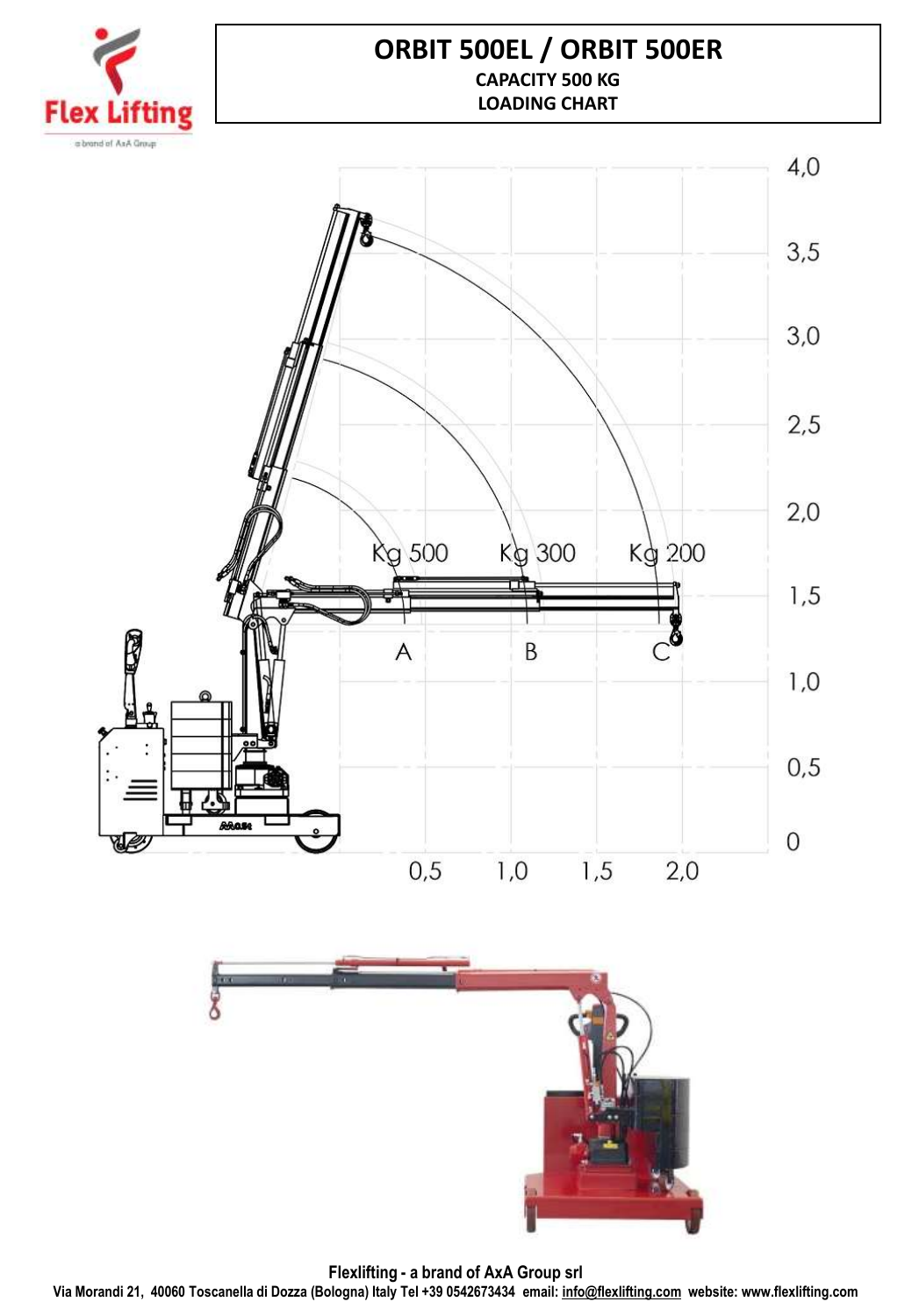# ORBIT 500EL / ORBIT 500ER

**CAPACITY 500 KG**

**LOADING CHART**

4,0
3,5
3,0
2,5
2,0
1,5
1,0
0,5
0

0,5
1,0
1,5
2,0

Kg 500
Kg 300
Kg 200

A
B
C

**Flexlifting - a brand of AxA Group srl**

**Via Morandi 21, 40060 Toscanella di Dozza (Bologna) Italy Tel +39 0542673434 email: info@flexlifting.com website: www.flexlifting.com**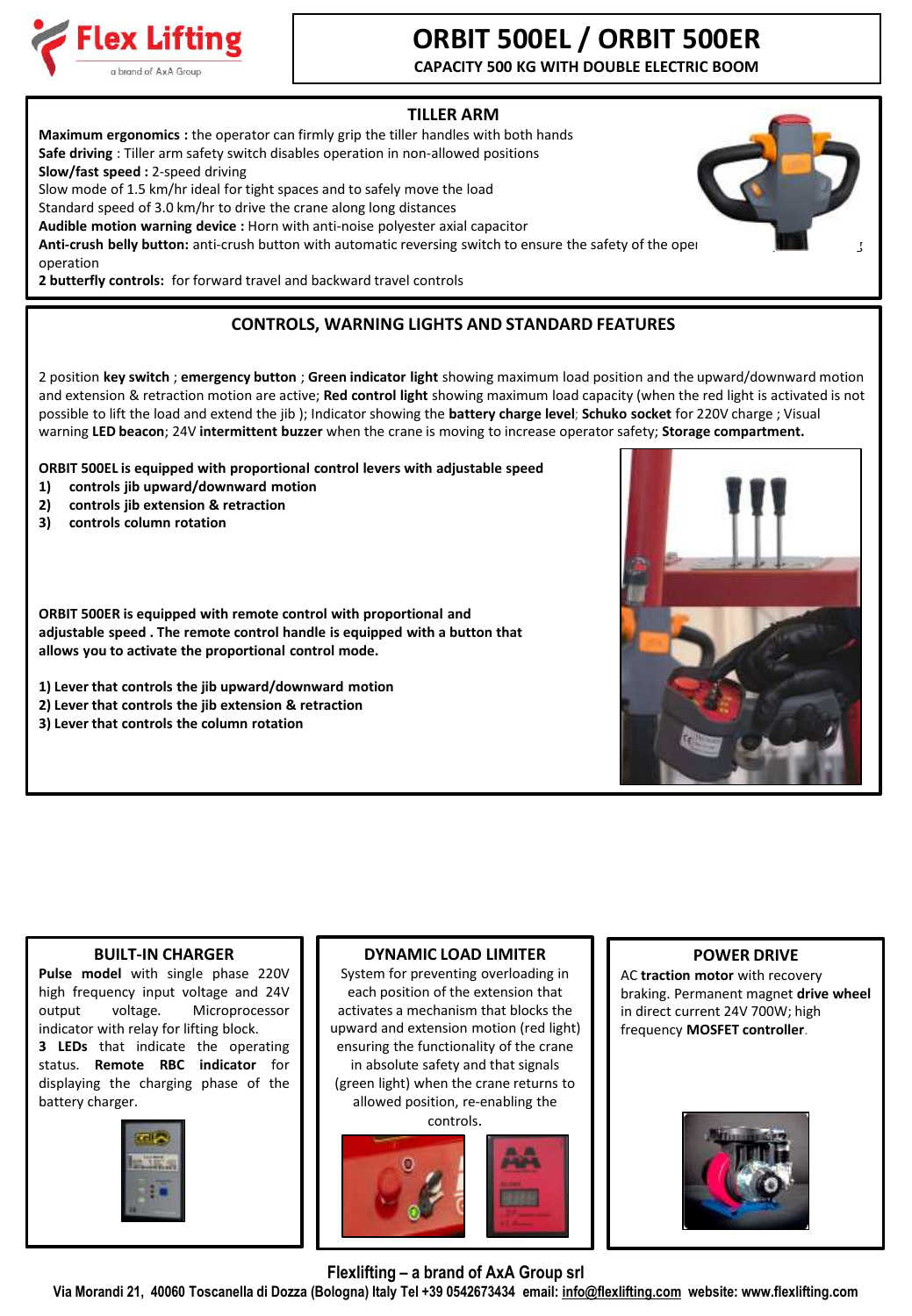# ORBIT 500EL / ORBIT 500ER

**CAPACITY 500 KG WITH DOUBLE ELECTRIC BOOM**

## TILLER ARM

**Maximum ergonomics :** the operator can firmly grip the tiller handles with both hands
**Safe driving** : Tiller arm safety switch disables operation in non-allowed positions
**Slow/fast speed :** 2-speed driving
Slow mode of 1.5 km/hr ideal for tight spaces and to safely move the load
Standard speed of 3.0 km/hr to drive the crane along long distances
**Audible motion warning device :** Horn with anti-noise polyester axial capacitor
**Anti-crush belly button:** anti-crush button with automatic reversing switch to ensure the safety of the operator during operation
**2 butterfly controls:** for forward travel and backward travel controls

## CONTROLS, WARNING LIGHTS AND STANDARD FEATURES

2 position **key switch** ; **emergency button** ; **Green indicator light** showing maximum load position and the upward/downward motion and extension & retraction motion are active; **Red control light** showing maximum load capacity (when the red light is activated is not possible to lift the load and extend the jib ); Indicator showing the **battery charge level**; **Schuko socket** for 220V charge ; Visual warning **LED beacon**; 24V **intermittent buzzer** when the crane is moving to increase operator safety; **Storage compartment.**

**ORBIT 500EL is equipped with proportional control levers with adjustable speed**

1) **controls jib upward/downward motion**
2) **controls jib extension & retraction**
3) **controls column rotation**

**ORBIT 500ER is equipped with remote control with proportional and adjustable speed . The remote control handle is equipped with a button that allows you to activate the proportional control mode.**

**1) Lever that controls the jib upward/downward motion**
**2) Lever that controls the jib extension & retraction**
**3) Lever that controls the column rotation**

## BUILT-IN CHARGER

**Pulse model** with single phase 220V high frequency input voltage and 24V output voltage. Microprocessor indicator with relay for lifting block.
**3 LEDs** that indicate the operating status. **Remote RBC indicator** for displaying the charging phase of the battery charger.

## DYNAMIC LOAD LIMITER

System for preventing overloading in each position of the extension that activates a mechanism that blocks the upward and extension motion (red light) ensuring the functionality of the crane in absolute safety and that signals (green light) when the crane returns to allowed position, re-enabling the controls.

## POWER DRIVE

AC **traction motor** with recovery braking. Permanent magnet **drive wheel** in direct current 24V 700W; high frequency **MOSFET controller**.

**Flexlifting – a brand of AxA Group srl**
**Via Morandi 21, 40060 Toscanella di Dozza (Bologna) Italy Tel +39 0542673434 email: info@flexlifting.com website: www.flexlifting.com**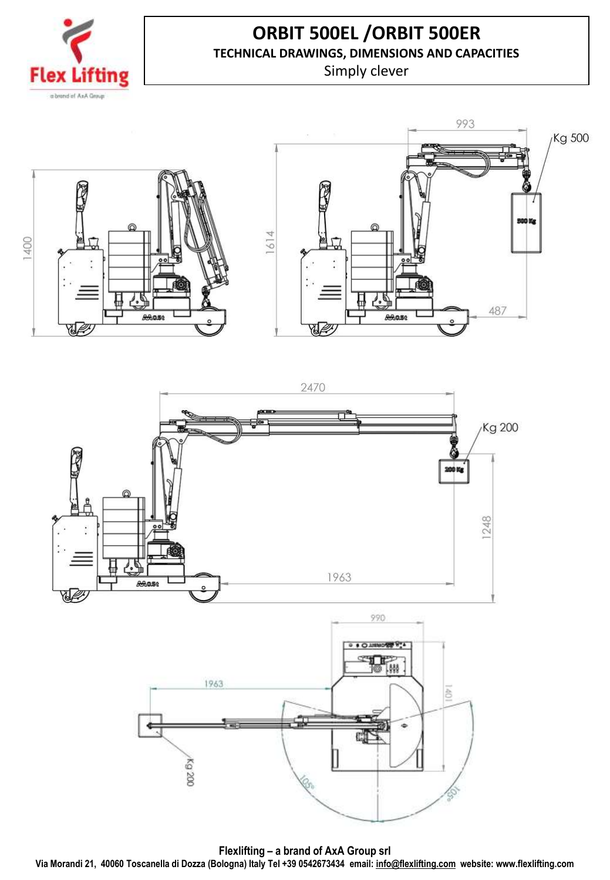# ORBIT 500EL /ORBIT 500ER

**TECHNICAL DRAWINGS, DIMENSIONS AND CAPACITIES**

Simply clever

1400

1614

993

Kg 500

500 Kg

487

2470

Kg 200

200 Kg

1248

1963

990

1963

1401

Kg 200

105°

105°

**Flexlifting – a brand of AxA Group srl**

**Via Morandi 21, 40060 Toscanella di Dozza (Bologna) Italy Tel +39 0542673434 email: info@flexlifting.com website: www.flexlifting.com**